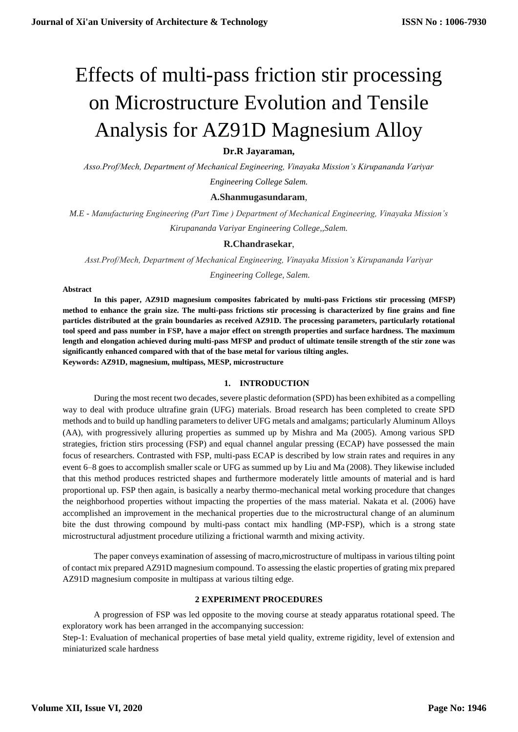# Effects of multi-pass friction stir processing on Microstructure Evolution and Tensile Analysis for AZ91D Magnesium Alloy

**Dr.R Jayaraman,**

*Asso.Prof/Mech, Department of Mechanical Engineering, Vinayaka Mission's Kirupananda Variyar Engineering College Salem.*

**A.Shanmugasundaram**,

*M.E - Manufacturing Engineering (Part Time ) Department of Mechanical Engineering, Vinayaka Mission's Kirupananda Variyar Engineering College,,Salem.*

**R.Chandrasekar**,

*Asst.Prof/Mech, Department of Mechanical Engineering, Vinayaka Mission's Kirupananda Variyar Engineering College, Salem.*

**Abstract**

**In this paper, AZ91D magnesium composites fabricated by multi-pass Frictions stir processing (MFSP) method to enhance the grain size. The multi-pass frictions stir processing is characterized by fine grains and fine particles distributed at the grain boundaries as received AZ91D. The processing parameters, particularly rotational tool speed and pass number in FSP, have a major effect on strength properties and surface hardness. The maximum length and elongation achieved during multi-pass MFSP and product of ultimate tensile strength of the stir zone was significantly enhanced compared with that of the base metal for various tilting angles.**

**Keywords: AZ91D, magnesium, multipass, MESP, microstructure**

## 1. INTRODUCTION

During the most recent two decades, severe plastic deformation (SPD) has been exhibited as a compelling way to deal with produce ultrafine grain (UFG) materials. Broad research has been completed to create SPD methods and to build up handling parameters to deliver UFG metals and amalgams; particularly Aluminum Alloys (AA), with progressively alluring properties as summed up by Mishra and Ma (2005). Among various SPD strategies, friction stirs processing (FSP) and equal channel angular pressing (ECAP) have possessed the main focus of researchers. Contrasted with FSP, multi-pass ECAP is described by low strain rates and requires in any event 6–8 goes to accomplish smaller scale or UFG as summed up by Liu and Ma (2008). They likewise included that this method produces restricted shapes and furthermore moderately little amounts of material and is hard proportional up. FSP then again, is basically a nearby thermo-mechanical metal working procedure that changes the neighborhood properties without impacting the properties of the mass material. Nakata et al. (2006) have accomplished an improvement in the mechanical properties due to the microstructural change of an aluminum bite the dust throwing compound by multi-pass contact mix handling (MP-FSP), which is a strong state microstructural adjustment procedure utilizing a frictional warmth and mixing activity.

The paper conveys examination of assessing of macro,microstructure of multipass in various tilting point of contact mix prepared AZ91D magnesium compound. To assessing the elastic properties of grating mix prepared AZ91D magnesium composite in multipass at various tilting edge.

## 2 EXPERIMENT PROCEDURES

A progression of FSP was led opposite to the moving course at steady apparatus rotational speed. The exploratory work has been arranged in the accompanying succession:

Step-1: Evaluation of mechanical properties of base metal yield quality, extreme rigidity, level of extension and miniaturized scale hardness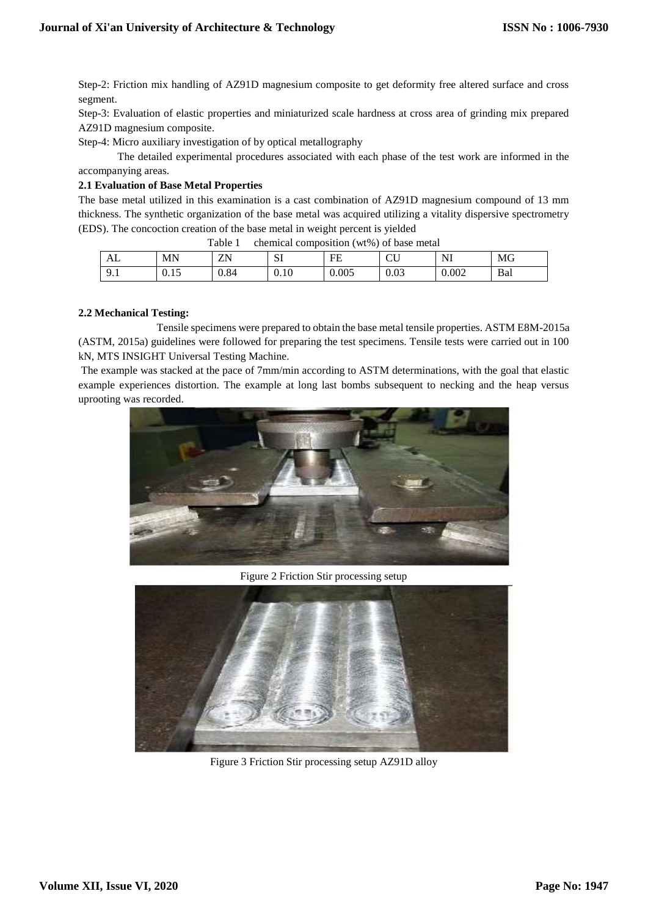Step-2: Friction mix handling of AZ91D magnesium composite to get deformity free altered surface and cross segment.

Step-3: Evaluation of elastic properties and miniaturized scale hardness at cross area of grinding mix prepared AZ91D magnesium composite.

Step-4: Micro auxiliary investigation of by optical metallography

The detailed experimental procedures associated with each phase of the test work are informed in the accompanying areas.

### 2.1 Evaluation of Base Metal Properties

The base metal utilized in this examination is a cast combination of AZ91D magnesium compound of 13 mm thickness. The synthetic organization of the base metal was acquired utilizing a vitality dispersive spectrometry (EDS). The concoction creation of the base metal in weight percent is yielded

Table 1 chemical composition (wt%) of base metal

| AL | MN | ZN | SI | FE | CU | NI | MG |
|---|---|---|---|---|---|---|---|
| 9.1 | 0.15 | 0.84 | 0.10 | 0.005 | 0.03 | 0.002 | Bal |

### 2.2 Mechanical Testing:

Tensile specimens were prepared to obtain the base metal tensile properties. ASTM E8M-2015a (ASTM, 2015a) guidelines were followed for preparing the test specimens. Tensile tests were carried out in 100 kN, MTS INSIGHT Universal Testing Machine.

The example was stacked at the pace of 7mm/min according to ASTM determinations, with the goal that elastic example experiences distortion. The example at long last bombs subsequent to necking and the heap versus uprooting was recorded.

Figure 2 Friction Stir processing setup

Figure 3 Friction Stir processing setup AZ91D alloy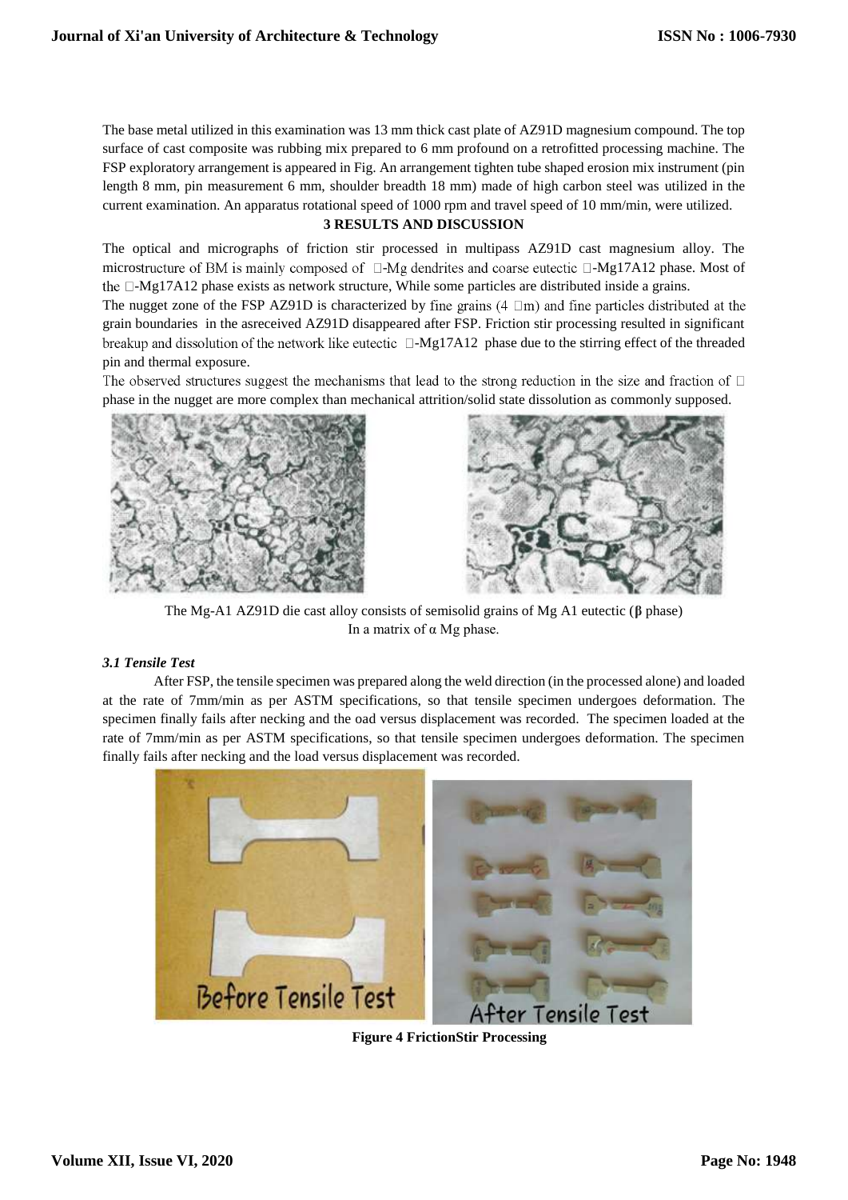The base metal utilized in this examination was 13 mm thick cast plate of AZ91D magnesium compound. The top surface of cast composite was rubbing mix prepared to 6 mm profound on a retrofitted processing machine. The FSP exploratory arrangement is appeared in Fig. An arrangement tighten tube shaped erosion mix instrument (pin length 8 mm, pin measurement 6 mm, shoulder breadth 18 mm) made of high carbon steel was utilized in the current examination. An apparatus rotational speed of 1000 rpm and travel speed of 10 mm/min, were utilized.

## 3 RESULTS AND DISCUSSION

The optical and micrographs of friction stir processed in multipass AZ91D cast magnesium alloy. The microstructure of BM is mainly composed of □-Mg dendrites and coarse eutectic □-Mg17A12 phase. Most of the □-Mg17A12 phase exists as network structure, While some particles are distributed inside a grains.

The nugget zone of the FSP AZ91D is characterized by fine grains (4 □m) and fine particles distributed at the grain boundaries in the asreceived AZ91D disappeared after FSP. Friction stir processing resulted in significant breakup and dissolution of the network like eutectic □-Mg17A12 phase due to the stirring effect of the threaded pin and thermal exposure.

The observed structures suggest the mechanisms that lead to the strong reduction in the size and fraction of □ phase in the nugget are more complex than mechanical attrition/solid state dissolution as commonly supposed.

The Mg-A1 AZ91D die cast alloy consists of semisolid grains of Mg A1 eutectic (**β** phase) In a matrix of α Mg phase.

### *3.1 Tensile Test*

After FSP, the tensile specimen was prepared along the weld direction (in the processed alone) and loaded at the rate of 7mm/min as per ASTM specifications, so that tensile specimen undergoes deformation. The specimen finally fails after necking and the oad versus displacement was recorded. The specimen loaded at the rate of 7mm/min as per ASTM specifications, so that tensile specimen undergoes deformation. The specimen finally fails after necking and the load versus displacement was recorded.

**Figure 4 FrictionStir Processing**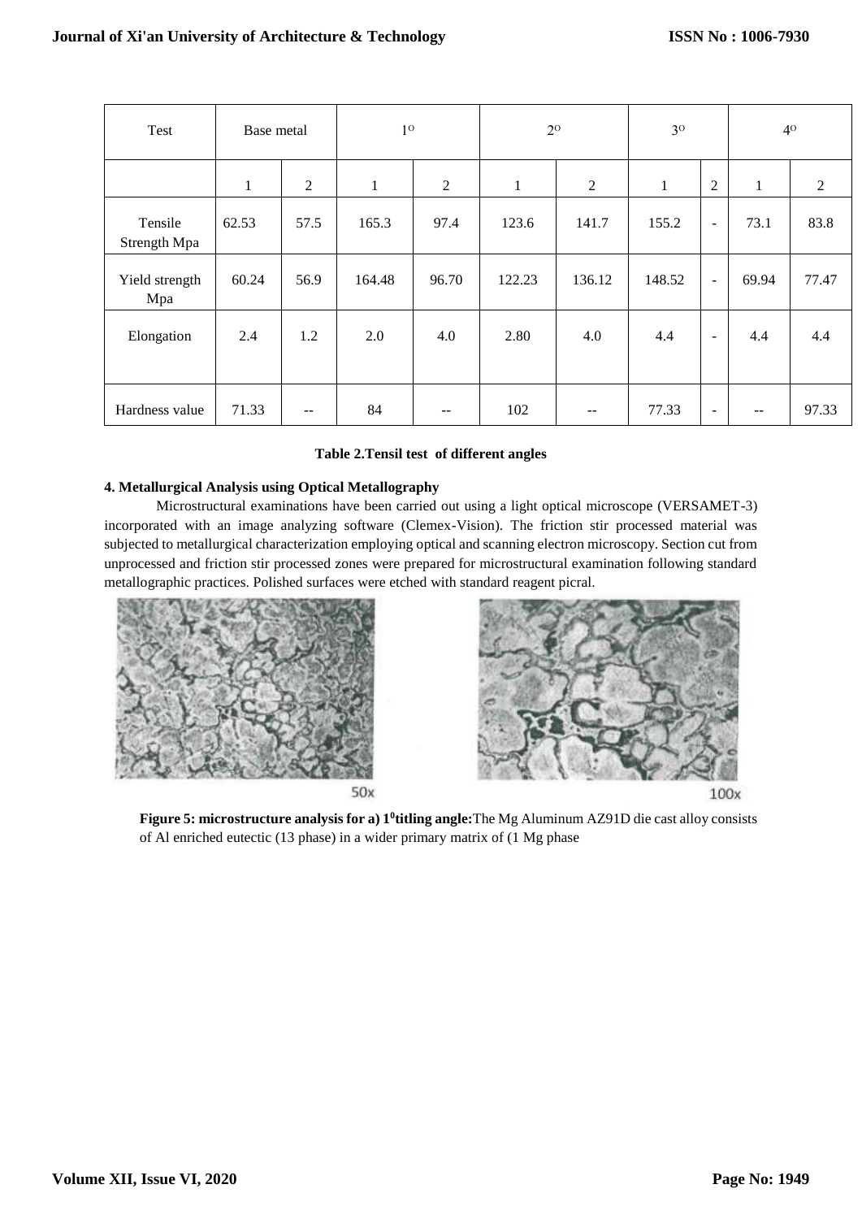| Test | Base metal | | 1° | | 2° | | 3° | | 4° | |
|---|---|---|---|---|---|---|---|---|---|---|
| | 1 | 2 | 1 | 2 | 1 | 2 | 1 | 2 | 1 | 2 |
| Tensile Strength Mpa | 62.53 | 57.5 | 165.3 | 97.4 | 123.6 | 141.7 | 155.2 | - | 73.1 | 83.8 |
| Yield strength Mpa | 60.24 | 56.9 | 164.48 | 96.70 | 122.23 | 136.12 | 148.52 | - | 69.94 | 77.47 |
| Elongation | 2.4 | 1.2 | 2.0 | 4.0 | 2.80 | 4.0 | 4.4 | - | 4.4 | 4.4 |
| Hardness value | 71.33 | -- | 84 | -- | 102 | -- | 77.33 | - | -- | 97.33 |

**Table 2.Tensil test of different angles**

### 4. Metallurgical Analysis using Optical Metallography

Microstructural examinations have been carried out using a light optical microscope (VERSAMET-3) incorporated with an image analyzing software (Clemex-Vision). The friction stir processed material was subjected to metallurgical characterization employing optical and scanning electron microscopy. Section cut from unprocessed and friction stir processed zones were prepared for microstructural examination following standard metallographic practices. Polished surfaces were etched with standard reagent picral.

50x

100x

**Figure 5: microstructure analysis for a) $1^0$titling angle:**The Mg Aluminum AZ91D die cast alloy consists of Al enriched eutectic (13 phase) in a wider primary matrix of (1 Mg phase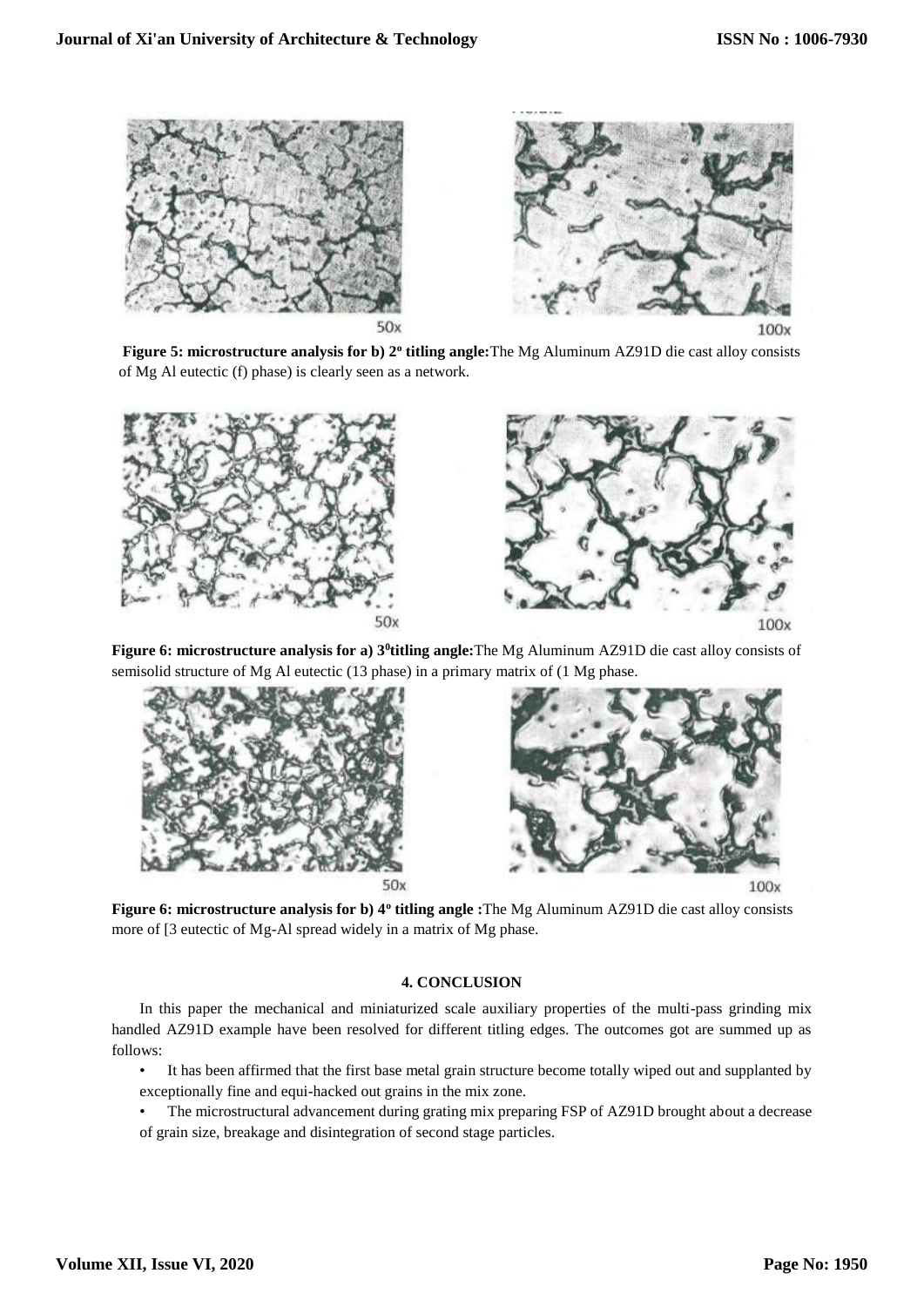50x

100x

**Figure 5: microstructure analysis for b) 2º titling angle:** The Mg Aluminum AZ91D die cast alloy consists of Mg Al eutectic (f) phase) is clearly seen as a network.

50x

100x

**Figure 6: microstructure analysis for a) 3⁰titling angle:** The Mg Aluminum AZ91D die cast alloy consists of semisolid structure of Mg Al eutectic (13 phase) in a primary matrix of (1 Mg phase.

50x

100x

**Figure 6: microstructure analysis for b) 4º titling angle :** The Mg Aluminum AZ91D die cast alloy consists more of [3 eutectic of Mg-Al spread widely in a matrix of Mg phase.

## 4. CONCLUSION

In this paper the mechanical and miniaturized scale auxiliary properties of the multi-pass grinding mix handled AZ91D example have been resolved for different titling edges. The outcomes got are summed up as follows:

- It has been affirmed that the first base metal grain structure become totally wiped out and supplanted by exceptionally fine and equi-hacked out grains in the mix zone.
- The microstructural advancement during grating mix preparing FSP of AZ91D brought about a decrease of grain size, breakage and disintegration of second stage particles.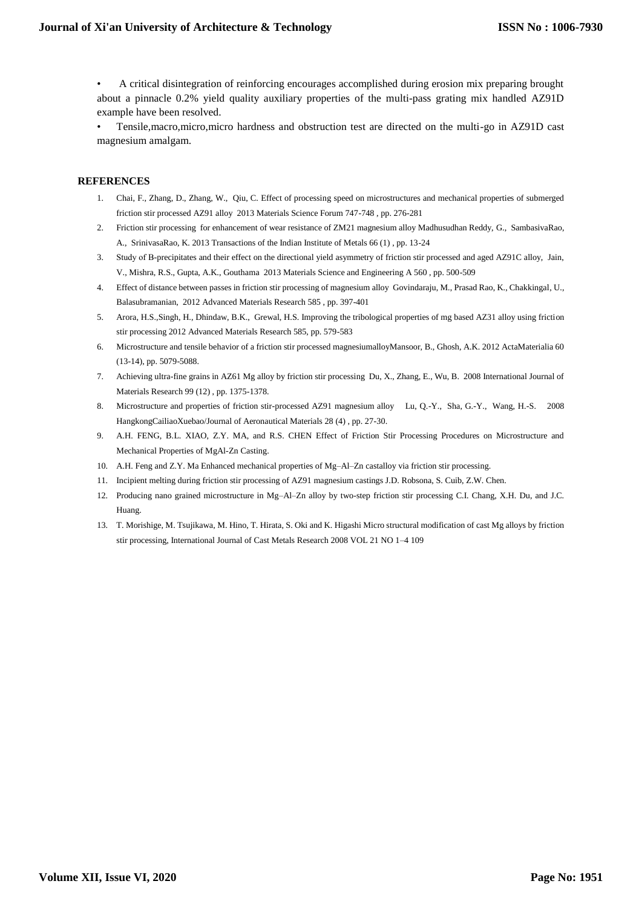- A critical disintegration of reinforcing encourages accomplished during erosion mix preparing brought about a pinnacle 0.2% yield quality auxiliary properties of the multi-pass grating mix handled AZ91D example have been resolved.
- Tensile,macro,micro,micro hardness and obstruction test are directed on the multi-go in AZ91D cast magnesium amalgam.

## REFERENCES

1. Chai, F., Zhang, D., Zhang, W., Qiu, C. Effect of processing speed on microstructures and mechanical properties of submerged friction stir processed AZ91 alloy 2013 Materials Science Forum 747-748 , pp. 276-281
2. Friction stir processing for enhancement of wear resistance of ZM21 magnesium alloy Madhusudhan Reddy, G., SambasivaRao, A., SrinivasaRao, K. 2013 Transactions of the Indian Institute of Metals 66 (1) , pp. 13-24
3. Study of B-precipitates and their effect on the directional yield asymmetry of friction stir processed and aged AZ91C alloy, Jain, V., Mishra, R.S., Gupta, A.K., Gouthama 2013 Materials Science and Engineering A 560 , pp. 500-509
4. Effect of distance between passes in friction stir processing of magnesium alloy Govindaraju, M., Prasad Rao, K., Chakkingal, U., Balasubramanian, 2012 Advanced Materials Research 585 , pp. 397-401
5. Arora, H.S.,Singh, H., Dhindaw, B.K., Grewal, H.S. Improving the tribological properties of mg based AZ31 alloy using friction stir processing 2012 Advanced Materials Research 585, pp. 579-583
6. Microstructure and tensile behavior of a friction stir processed magnesiumalloyMansoor, B., Ghosh, A.K. 2012 ActaMaterialia 60 (13-14), pp. 5079-5088.
7. Achieving ultra-fine grains in AZ61 Mg alloy by friction stir processing Du, X., Zhang, E., Wu, B. 2008 International Journal of Materials Research 99 (12) , pp. 1375-1378.
8. Microstructure and properties of friction stir-processed AZ91 magnesium alloy Lu, Q.-Y., Sha, G.-Y., Wang, H.-S. 2008 HangkongCailiaoXuebao/Journal of Aeronautical Materials 28 (4) , pp. 27-30.
9. A.H. FENG, B.L. XIAO, Z.Y. MA, and R.S. CHEN Effect of Friction Stir Processing Procedures on Microstructure and Mechanical Properties of MgAl-Zn Casting.
10. A.H. Feng and Z.Y. Ma Enhanced mechanical properties of Mg–Al–Zn castalloy via friction stir processing.
11. Incipient melting during friction stir processing of AZ91 magnesium castings J.D. Robsona, S. Cuib, Z.W. Chen.
12. Producing nano grained microstructure in Mg–Al–Zn alloy by two-step friction stir processing C.I. Chang, X.H. Du, and J.C. Huang.
13. T. Morishige, M. Tsujikawa, M. Hino, T. Hirata, S. Oki and K. Higashi Micro structural modification of cast Mg alloys by friction stir processing, International Journal of Cast Metals Research 2008 VOL 21 NO 1–4 109